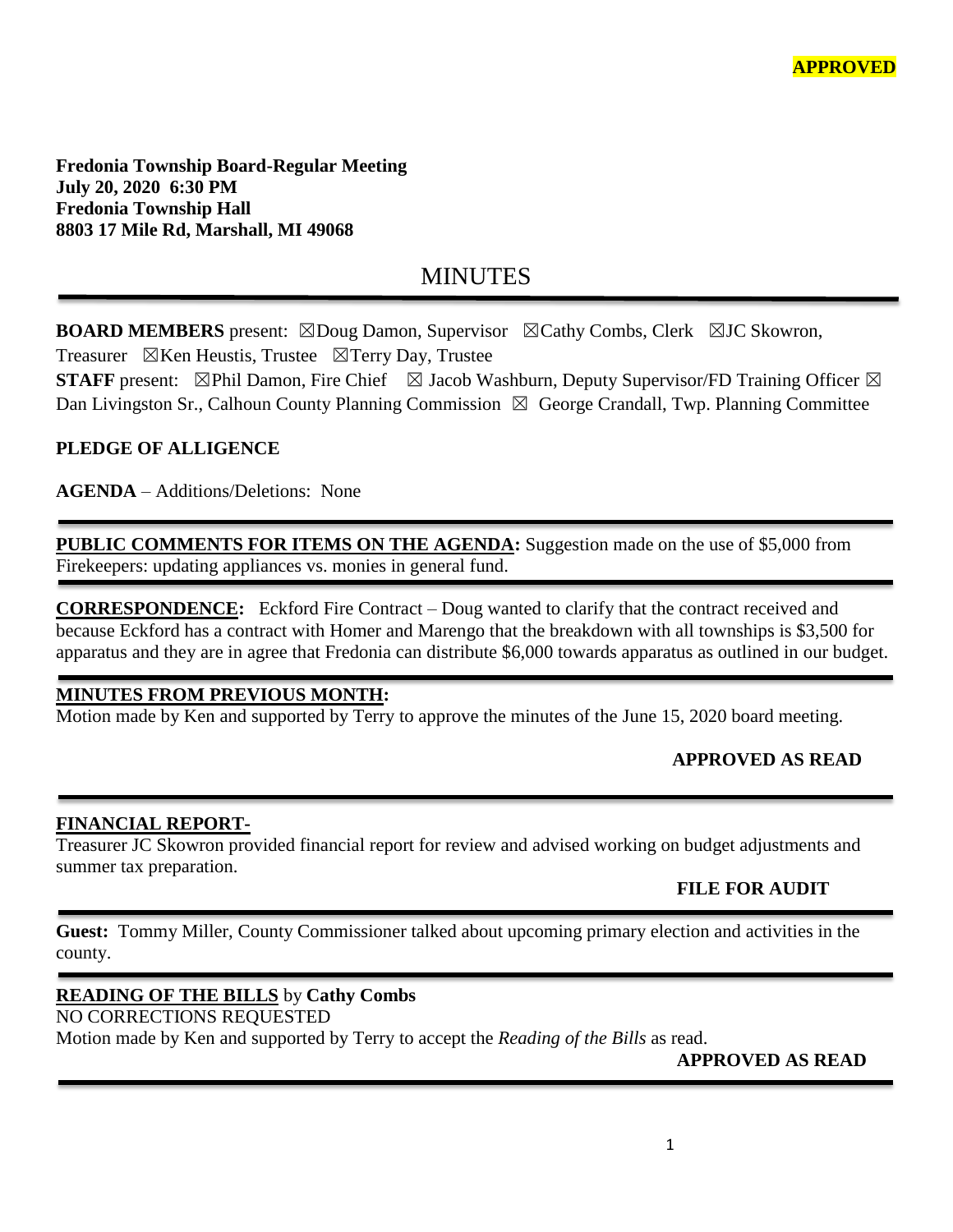**APPROVED**

**Fredonia Township Board-Regular Meeting**
**July 20, 2020 6:30 PM**
**Fredonia Township Hall**
**8803 17 Mile Rd, Marshall, MI 49068**

# MINUTES

**BOARD MEMBERS** present: ☒Doug Damon, Supervisor ☒Cathy Combs, Clerk ☒JC Skowron, Treasurer ☒Ken Heustis, Trustee ☒Terry Day, Trustee
**STAFF** present: ☒Phil Damon, Fire Chief ☒ Jacob Washburn, Deputy Supervisor/FD Training Officer ☒ Dan Livingston Sr., Calhoun County Planning Commission ☒ George Crandall, Twp. Planning Committee

**PLEDGE OF ALLIGENCE**

**AGENDA** – Additions/Deletions: None

**PUBLIC COMMENTS FOR ITEMS ON THE AGENDA:** Suggestion made on the use of $5,000 from Firekeepers: updating appliances vs. monies in general fund.

**CORRESPONDENCE:** Eckford Fire Contract – Doug wanted to clarify that the contract received and because Eckford has a contract with Homer and Marengo that the breakdown with all townships is $3,500 for apparatus and they are in agree that Fredonia can distribute $6,000 towards apparatus as outlined in our budget.

**MINUTES FROM PREVIOUS MONTH:**
Motion made by Ken and supported by Terry to approve the minutes of the June 15, 2020 board meeting.

**APPROVED AS READ**

**FINANCIAL REPORT-**
Treasurer JC Skowron provided financial report for review and advised working on budget adjustments and summer tax preparation.

**FILE FOR AUDIT**

**Guest:** Tommy Miller, County Commissioner talked about upcoming primary election and activities in the county.

**READING OF THE BILLS** by **Cathy Combs**
NO CORRECTIONS REQUESTED
Motion made by Ken and supported by Terry to accept the *Reading of the Bills* as read.

**APPROVED AS READ**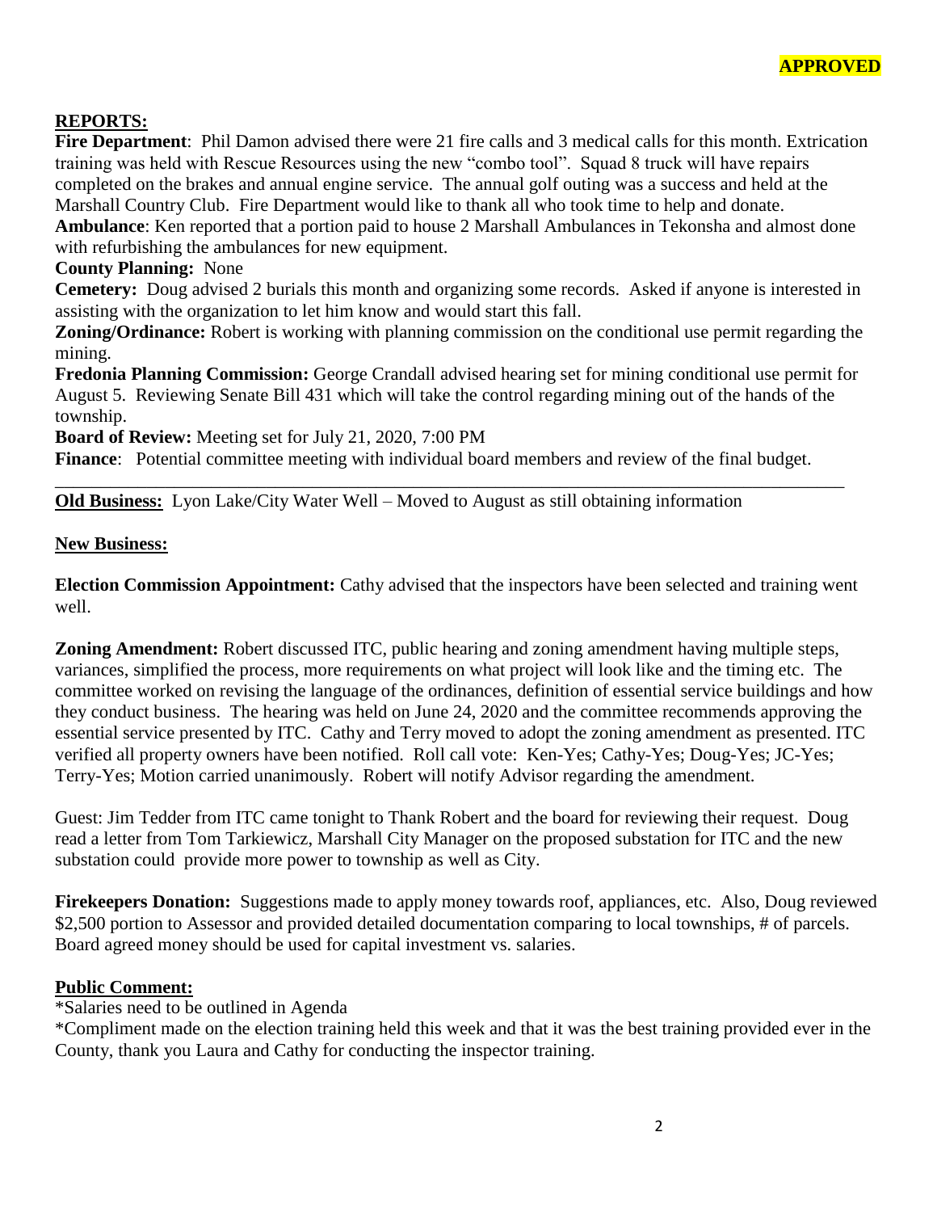**APPROVED**

## REPORTS:

**Fire Department**: Phil Damon advised there were 21 fire calls and 3 medical calls for this month. Extrication training was held with Rescue Resources using the new "combo tool". Squad 8 truck will have repairs completed on the brakes and annual engine service. The annual golf outing was a success and held at the Marshall Country Club. Fire Department would like to thank all who took time to help and donate.

**Ambulance**: Ken reported that a portion paid to house 2 Marshall Ambulances in Tekonsha and almost done with refurbishing the ambulances for new equipment.

**County Planning:** None

**Cemetery:** Doug advised 2 burials this month and organizing some records. Asked if anyone is interested in assisting with the organization to let him know and would start this fall.

**Zoning/Ordinance:** Robert is working with planning commission on the conditional use permit regarding the mining.

**Fredonia Planning Commission:** George Crandall advised hearing set for mining conditional use permit for August 5. Reviewing Senate Bill 431 which will take the control regarding mining out of the hands of the township.

**Board of Review:** Meeting set for July 21, 2020, 7:00 PM

**Finance**: Potential committee meeting with individual board members and review of the final budget.

---

**Old Business:** Lyon Lake/City Water Well – Moved to August as still obtaining information

**New Business:**

**Election Commission Appointment:** Cathy advised that the inspectors have been selected and training went well.

**Zoning Amendment:** Robert discussed ITC, public hearing and zoning amendment having multiple steps, variances, simplified the process, more requirements on what project will look like and the timing etc. The committee worked on revising the language of the ordinances, definition of essential service buildings and how they conduct business. The hearing was held on June 24, 2020 and the committee recommends approving the essential service presented by ITC. Cathy and Terry moved to adopt the zoning amendment as presented. ITC verified all property owners have been notified. Roll call vote: Ken-Yes; Cathy-Yes; Doug-Yes; JC-Yes; Terry-Yes; Motion carried unanimously. Robert will notify Advisor regarding the amendment.

Guest: Jim Tedder from ITC came tonight to Thank Robert and the board for reviewing their request. Doug read a letter from Tom Tarkiewicz, Marshall City Manager on the proposed substation for ITC and the new substation could provide more power to township as well as City.

**Firekeepers Donation:** Suggestions made to apply money towards roof, appliances, etc. Also, Doug reviewed $2,500 portion to Assessor and provided detailed documentation comparing to local townships, # of parcels. Board agreed money should be used for capital investment vs. salaries.

**Public Comment:**

*Salaries need to be outlined in Agenda

*Compliment made on the election training held this week and that it was the best training provided ever in the County, thank you Laura and Cathy for conducting the inspector training.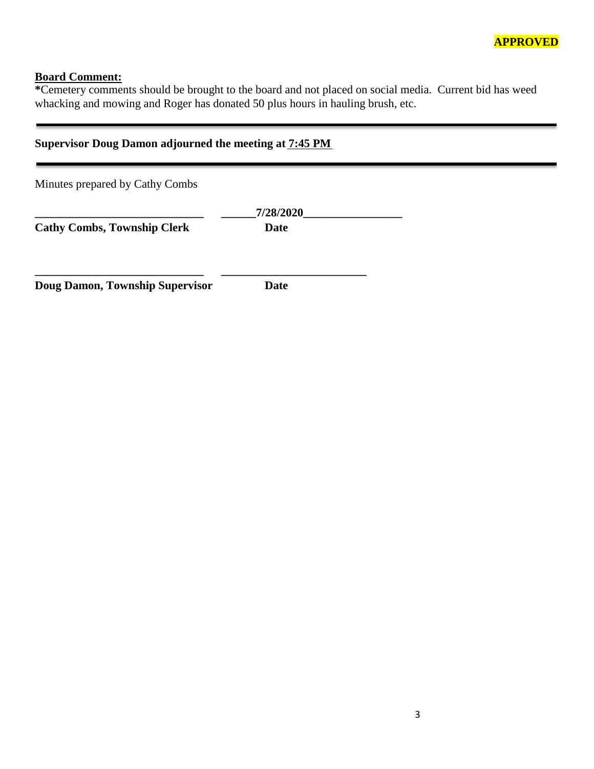**APPROVED**

**Board Comment:**

***Cemetery comments should be brought to the board and not placed on social media. Current bid has weed whacking and mowing and Roger has donated 50 plus hours in hauling brush, etc.**

---

**Supervisor Doug Damon adjourned the meeting at 7:45 PM**

---

Minutes prepared by Cathy Combs

**______________________________ ______7/28/2020_________________**

**Cathy Combs, Township Clerk Date**

**______________________________ _________________________**

**Doug Damon, Township Supervisor Date**